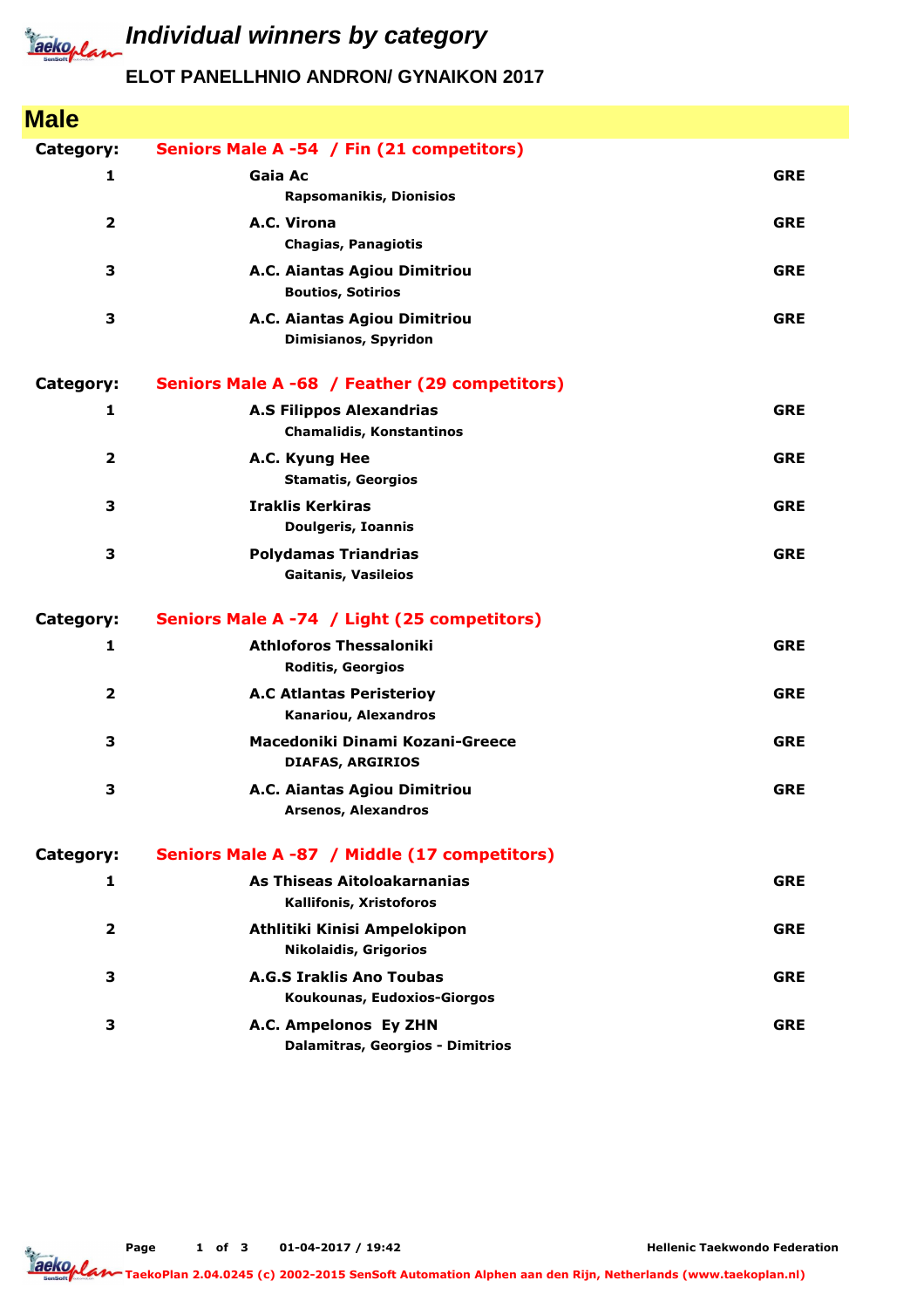# Individual winners by category

## ELOT PANELLHNIO ANDRON/ GYNAIKON 2017

## Male

**Category:** Seniors Male A -54 / Fin (21 competitors)

| Place | Club / Name | Country |
|---|---|---|
| 1 | **Gaia Ac**<br>Rapsomanikis, Dionisios | GRE |
| 2 | **A.C. Virona**<br>Chagias, Panagiotis | GRE |
| 3 | **A.C. Aiantas Agiou Dimitriou**<br>Boutios, Sotirios | GRE |
| 3 | **A.C. Aiantas Agiou Dimitriou**<br>Dimisianos, Spyridon | GRE |

**Category:** Seniors Male A -68 / Feather (29 competitors)

| Place | Club / Name | Country |
|---|---|---|
| 1 | **A.S Filippos Alexandrias**<br>Chamalidis, Konstantinos | GRE |
| 2 | **A.C. Kyung Hee**<br>Stamatis, Georgios | GRE |
| 3 | **Iraklis Kerkiras**<br>Doulgeris, Ioannis | GRE |
| 3 | **Polydamas Triandrias**<br>Gaitanis, Vasileios | GRE |

**Category:** Seniors Male A -74 / Light (25 competitors)

| Place | Club / Name | Country |
|---|---|---|
| 1 | **Athloforos Thessaloniki**<br>Roditis, Georgios | GRE |
| 2 | **A.C Atlantas Peristerioy**<br>Kanariou, Alexandros | GRE |
| 3 | **Macedoniki Dinami Kozani-Greece**<br>DIAFAS, ARGIRIOS | GRE |
| 3 | **A.C. Aiantas Agiou Dimitriou**<br>Arsenos, Alexandros | GRE |

**Category:** Seniors Male A -87 / Middle (17 competitors)

| Place | Club / Name | Country |
|---|---|---|
| 1 | **As Thiseas Aitoloakarnanias**<br>Kallifonis, Xristoforos | GRE |
| 2 | **Athlitiki Kinisi Ampelokipon**<br>Nikolaidis, Grigorios | GRE |
| 3 | **A.G.S Iraklis Ano Toubas**<br>Koukounas, Eudoxios-Giorgos | GRE |
| 3 | **A.C. Ampelonos Ey ZHN**<br>Dalamitras, Georgios - Dimitrios | GRE |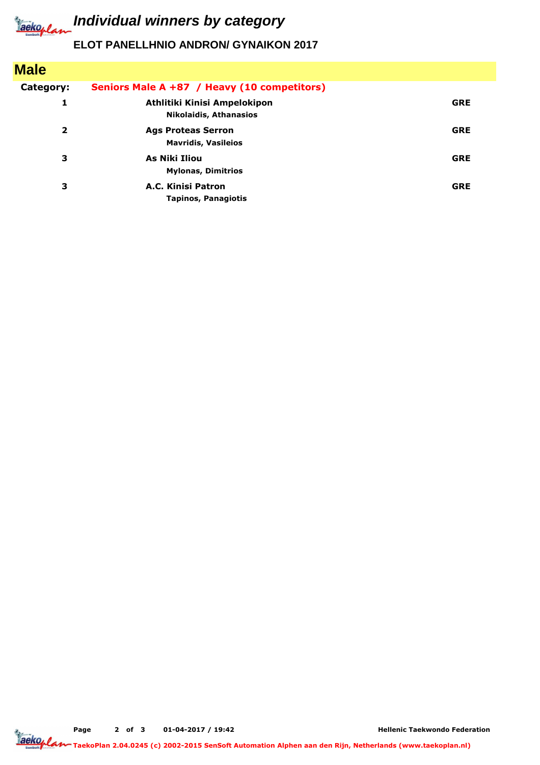# Individual winners by category

## ELOT PANELLHNIO ANDRON/ GYNAIKON 2017

## Male

**Category:** **Seniors Male A +87 / Heavy (10 competitors)**

| Place | Club / Athlete | Country |
|---|---|---|
| 1 | **Athlitiki Kinisi Ampelokipon**<br>**Nikolaidis, Athanasios** | **GRE** |
| 2 | **Ags Proteas Serron**<br>**Mavridis, Vasileios** | **GRE** |
| 3 | **As Niki Iliou**<br>**Mylonas, Dimitrios** | **GRE** |
| 3 | **A.C. Kinisi Patron**<br>**Tapinos, Panagiotis** | **GRE** |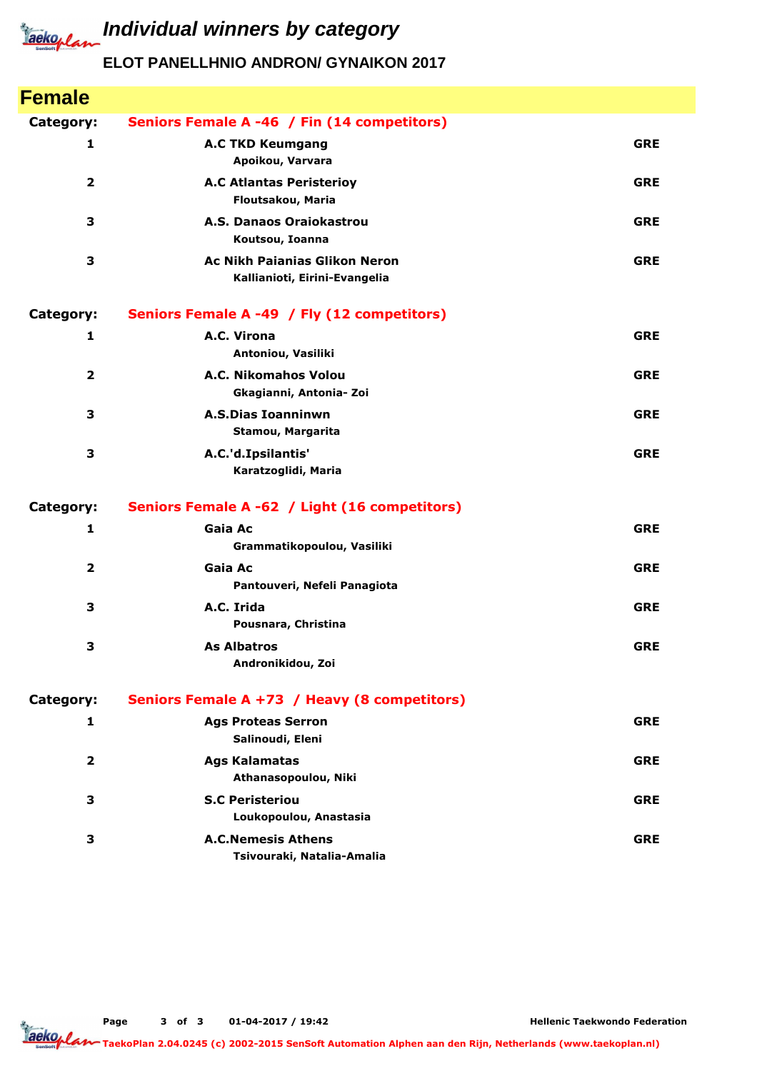# Individual winners by category

## ELOT PANELLHNIO ANDRON/ GYNAIKON 2017

## Female

**Category: Seniors Female A -46 / Fin (14 competitors)**

| | | |
|---|---|---|
| 1 | **A.C TKD Keumgang**<br>Apoikou, Varvara | GRE |
| 2 | **A.C Atlantas Peristerioy**<br>Floutsakou, Maria | GRE |
| 3 | **A.S. Danaos Oraiokastrou**<br>Koutsou, Ioanna | GRE |
| 3 | **Ac Nikh Paianias Glikon Neron**<br>Kallianioti, Eirini-Evangelia | GRE |

**Category: Seniors Female A -49 / Fly (12 competitors)**

| | | |
|---|---|---|
| 1 | **A.C. Virona**<br>Antoniou, Vasiliki | GRE |
| 2 | **A.C. Nikomahos Volou**<br>Gkagianni, Antonia- Zoi | GRE |
| 3 | **A.S.Dias Ioanninwn**<br>Stamou, Margarita | GRE |
| 3 | **A.C.'d.Ipsilantis'**<br>Karatzoglidi, Maria | GRE |

**Category: Seniors Female A -62 / Light (16 competitors)**

| | | |
|---|---|---|
| 1 | **Gaia Ac**<br>Grammatikopoulou, Vasiliki | GRE |
| 2 | **Gaia Ac**<br>Pantouveri, Nefeli Panagiota | GRE |
| 3 | **A.C. Irida**<br>Pousnara, Christina | GRE |
| 3 | **As Albatros**<br>Andronikidou, Zoi | GRE |

**Category: Seniors Female A +73 / Heavy (8 competitors)**

| | | |
|---|---|---|
| 1 | **Ags Proteas Serron**<br>Salinoudi, Eleni | GRE |
| 2 | **Ags Kalamatas**<br>Athanasopoulou, Niki | GRE |
| 3 | **S.C Peristeriou**<br>Loukopoulou, Anastasia | GRE |
| 3 | **A.C.Nemesis Athens**<br>Tsivouraki, Natalia-Amalia | GRE |